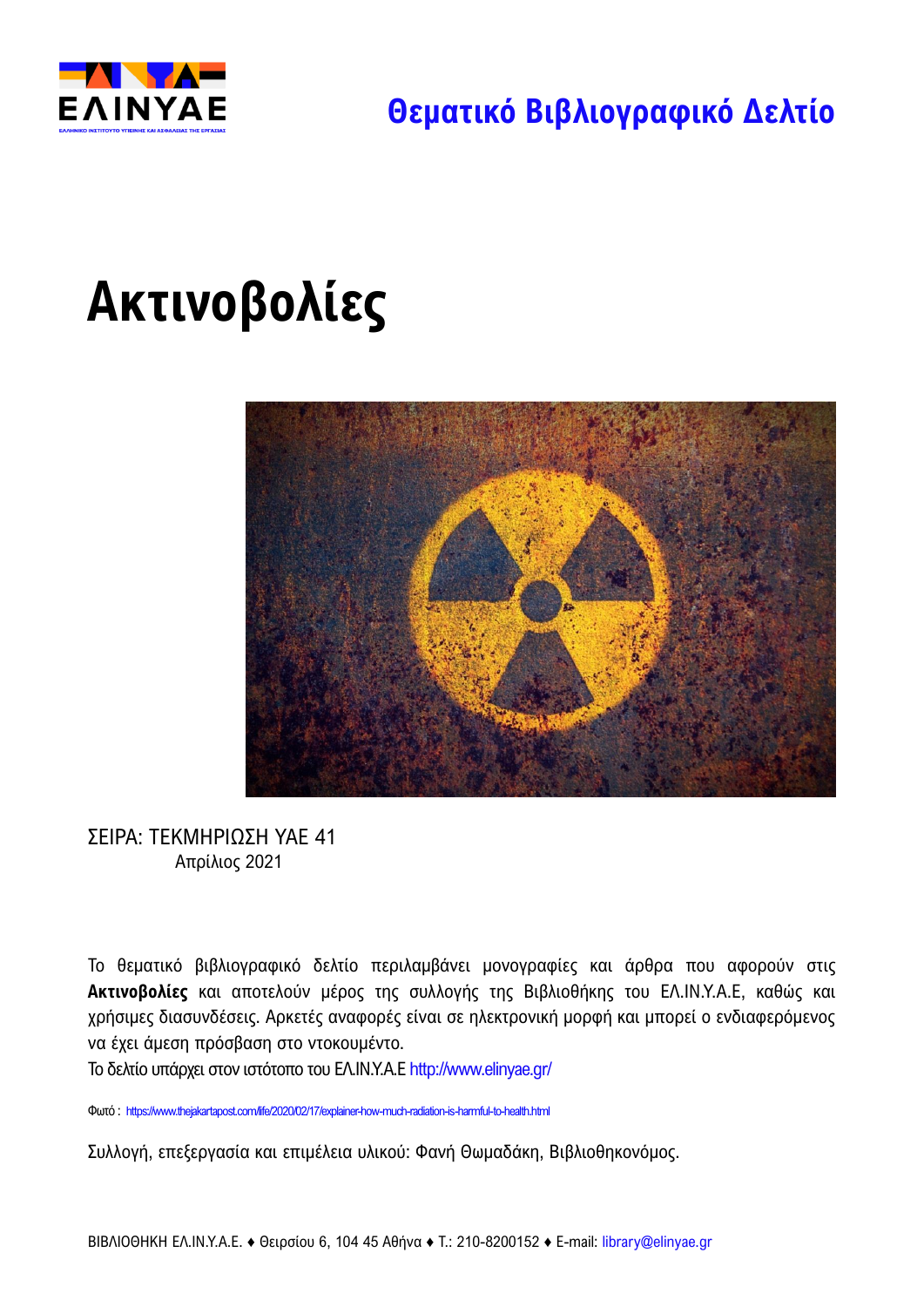ΕΛΙΝΥΑΕ

ΕΛΛΗΝΙΚΟ ΙΝΣΤΙΤΟΥΤΟ ΥΓΙΕΙΝΗΣ ΚΑΙ ΑΣΦΑΛΕΙΑΣ ΤΗΣ ΕΡΓΑΣΙΑΣ

## Θεματικό Βιβλιογραφικό Δελτίο

# Ακτινοβολίες

ΣΕΙΡΑ: ΤΕΚΜΗΡΙΩΣΗ ΥΑΕ 41

Απρίλιος 2021

Το θεματικό βιβλιογραφικό δελτίο περιλαμβάνει μονογραφίες και άρθρα που αφορούν στις **Ακτινοβολίες** και αποτελούν μέρος της συλλογής της Βιβλιοθήκης του ΕΛ.ΙΝ.Υ.Α.Ε, καθώς και χρήσιμες διασυνδέσεις. Αρκετές αναφορές είναι σε ηλεκτρονική μορφή και μπορεί ο ενδιαφερόμενος να έχει άμεση πρόσβαση στο ντοκουμέντο.

Το δελτίο υπάρχει στον ιστότοπο του ΕΛ.ΙΝ.Υ.Α.Ε http://www.elinyae.gr/

Φωτό : https://www.thejakartapost.com/life/2020/02/17/explainer-how-much-radiation-is-harmful-to-health.html

Συλλογή, επεξεργασία και επιμέλεια υλικού: Φανή Θωμαδάκη, Βιβλιοθηκονόμος.

ΒΙΒΛΙΟΘΗΚΗ ΕΛ.ΙΝ.Υ.Α.Ε. ♦ Θειρσίου 6, 104 45 Αθήνα ♦ Τ.: 210-8200152 ♦ E-mail: library@elinyae.gr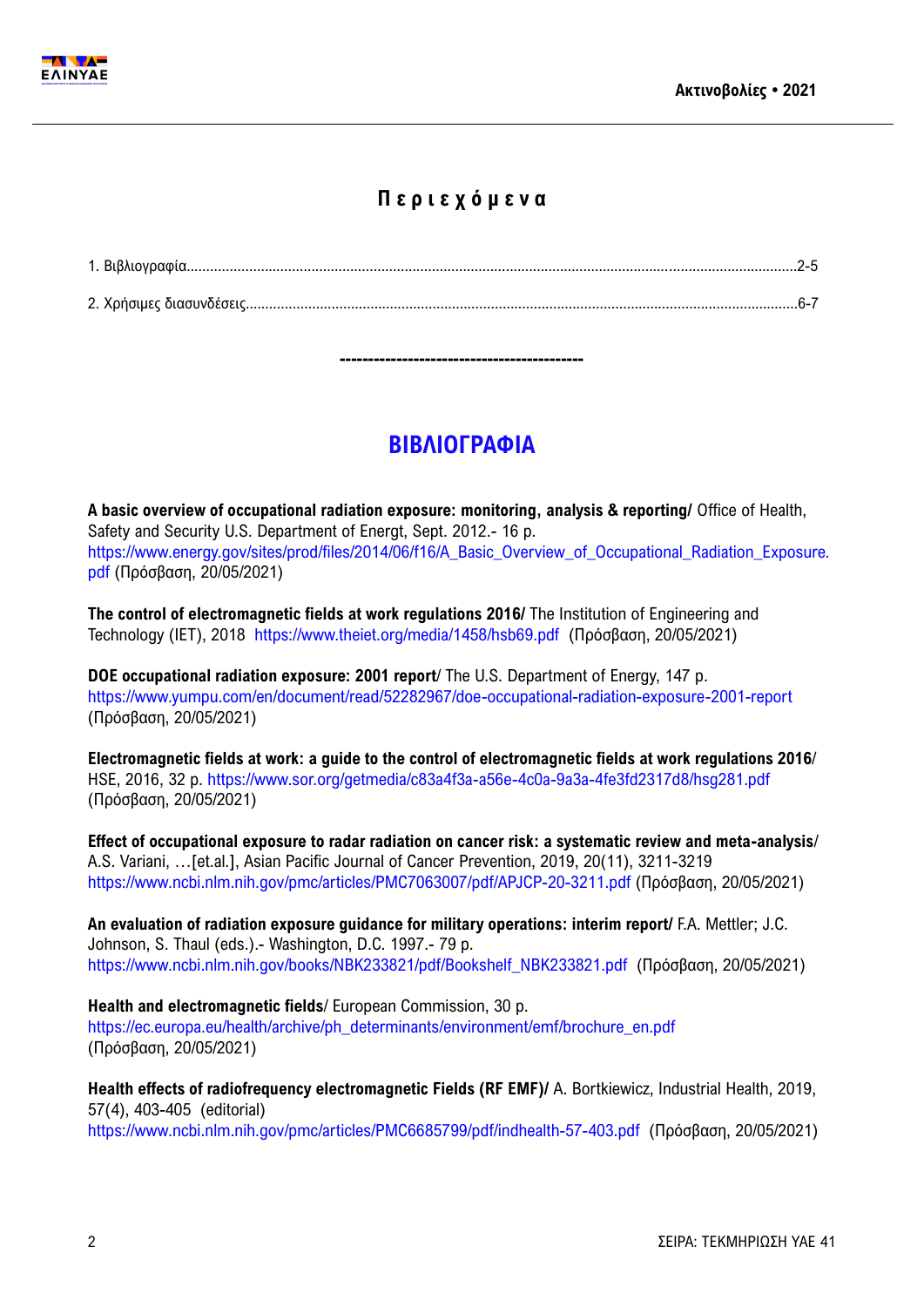# Περιεχόμενα

1. Βιβλιογραφία.......................................................................................2-5

2. Χρήσιμες διασυνδέσεις..........................................................................6-7

------------------------------------------

## ΒΙΒΛΙΟΓΡΑΦΙΑ

**A basic overview of occupational radiation exposure: monitoring, analysis & reporting/** Office of Health, Safety and Security U.S. Department of Energt, Sept. 2012.- 16 p. https://www.energy.gov/sites/prod/files/2014/06/f16/A_Basic_Overview_of_Occupational_Radiation_Exposure.pdf (Πρόσβαση, 20/05/2021)

**The control of electromagnetic fields at work regulations 2016/** The Institution of Engineering and Technology (IET), 2018 https://www.theiet.org/media/1458/hsb69.pdf (Πρόσβαση, 20/05/2021)

**DOE occupational radiation exposure: 2001 report**/ The U.S. Department of Energy, 147 p. https://www.yumpu.com/en/document/read/52282967/doe-occupational-radiation-exposure-2001-report (Πρόσβαση, 20/05/2021)

**Electromagnetic fields at work: a guide to the control of electromagnetic fields at work regulations 2016**/ HSE, 2016, 32 p. https://www.sor.org/getmedia/c83a4f3a-a56e-4c0a-9a3a-4fe3fd2317d8/hsg281.pdf (Πρόσβαση, 20/05/2021)

**Effect of occupational exposure to radar radiation on cancer risk: a systematic review and meta-analysis**/ A.S. Variani, …[et.al.], Asian Pacific Journal of Cancer Prevention, 2019, 20(11), 3211-3219 https://www.ncbi.nlm.nih.gov/pmc/articles/PMC7063007/pdf/APJCP-20-3211.pdf (Πρόσβαση, 20/05/2021)

**An evaluation of radiation exposure guidance for military operations: interim report/** F.A. Mettler; J.C. Johnson, S. Thaul (eds.).- Washington, D.C. 1997.- 79 p. https://www.ncbi.nlm.nih.gov/books/NBK233821/pdf/Bookshelf_NBK233821.pdf (Πρόσβαση, 20/05/2021)

**Health and electromagnetic fields**/ European Commission, 30 p. https://ec.europa.eu/health/archive/ph_determinants/environment/emf/brochure_en.pdf (Πρόσβαση, 20/05/2021)

**Health effects of radiofrequency electromagnetic Fields (RF EMF)/** A. Bortkiewicz, Industrial Health, 2019, 57(4), 403-405 (editorial) https://www.ncbi.nlm.nih.gov/pmc/articles/PMC6685799/pdf/indhealth-57-403.pdf (Πρόσβαση, 20/05/2021)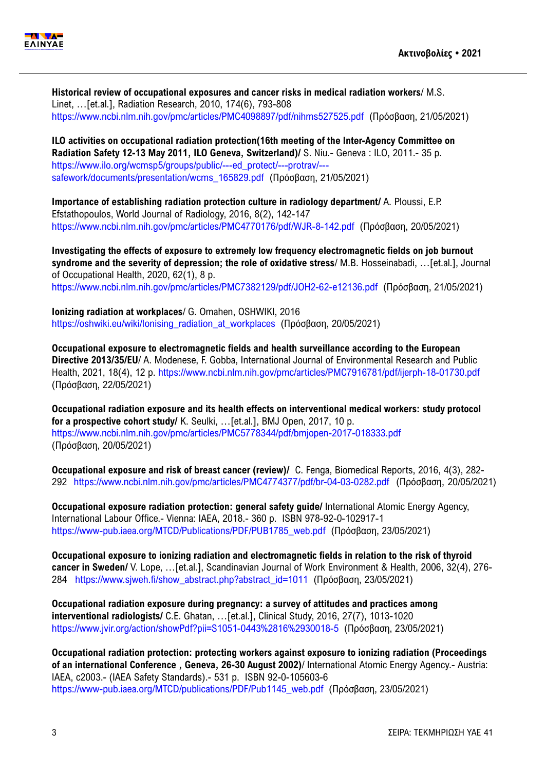**Historical review of occupational exposures and cancer risks in medical radiation workers**/ M.S. Linet, …[et.al.], Radiation Research, 2010, 174(6), 793-808
https://www.ncbi.nlm.nih.gov/pmc/articles/PMC4098897/pdf/nihms527525.pdf (Πρόσβαση, 21/05/2021)

**ILO activities on occupational radiation protection(16th meeting of the Inter-Agency Committee on Radiation Safety 12-13 May 2011, ILO Geneva, Switzerland)/** S. Niu.- Geneva : ILO, 2011.- 35 p.
https://www.ilo.org/wcmsp5/groups/public/---ed_protect/---protrav/---safework/documents/presentation/wcms_165829.pdf (Πρόσβαση, 21/05/2021)

**Importance of establishing radiation protection culture in radiology department/** A. Ploussi, E.P. Efstathopoulos, World Journal of Radiology, 2016, 8(2), 142-147
https://www.ncbi.nlm.nih.gov/pmc/articles/PMC4770176/pdf/WJR-8-142.pdf (Πρόσβαση, 20/05/2021)

**Investigating the effects of exposure to extremely low frequency electromagnetic fields on job burnout syndrome and the severity of depression; the role of oxidative stress**/ M.B. Hosseinabadi, …[et.al.], Journal of Occupational Health, 2020, 62(1), 8 p.
https://www.ncbi.nlm.nih.gov/pmc/articles/PMC7382129/pdf/JOH2-62-e12136.pdf (Πρόσβαση, 21/05/2021)

**Ionizing radiation at workplaces**/ G. Omahen, OSHWIKI, 2016
https://oshwiki.eu/wiki/Ionising_radiation_at_workplaces (Πρόσβαση, 20/05/2021)

**Occupational exposure to electromagnetic fields and health surveillance according to the European Directive 2013/35/EU**/ A. Modenese, F. Gobba, International Journal of Environmental Research and Public Health, 2021, 18(4), 12 p. https://www.ncbi.nlm.nih.gov/pmc/articles/PMC7916781/pdf/ijerph-18-01730.pdf (Πρόσβαση, 22/05/2021)

**Occupational radiation exposure and its health effects on interventional medical workers: study protocol for a prospective cohort study/** K. Seulki, …[et.al.], BMJ Open, 2017, 10 p.
https://www.ncbi.nlm.nih.gov/pmc/articles/PMC5778344/pdf/bmjopen-2017-018333.pdf (Πρόσβαση, 20/05/2021)

**Occupational exposure and risk of breast cancer (review)/** C. Fenga, Biomedical Reports, 2016, 4(3), 282-292 https://www.ncbi.nlm.nih.gov/pmc/articles/PMC4774377/pdf/br-04-03-0282.pdf (Πρόσβαση, 20/05/2021)

**Occupational exposure radiation protection: general safety guide/** International Atomic Energy Agency, International Labour Office.- Vienna: IAEA, 2018.- 360 p. ISBN 978-92-0-102917-1
https://www-pub.iaea.org/MTCD/Publications/PDF/PUB1785_web.pdf (Πρόσβαση, 23/05/2021)

**Occupational exposure to ionizing radiation and electromagnetic fields in relation to the risk of thyroid cancer in Sweden/** V. Lope, …[et.al.], Scandinavian Journal of Work Environment & Health, 2006, 32(4), 276-284 https://www.sjweh.fi/show_abstract.php?abstract_id=1011 (Πρόσβαση, 23/05/2021)

**Occupational radiation exposure during pregnancy: a survey of attitudes and practices among interventional radiologists/** C.E. Ghatan, …[et.al.], Clinical Study, 2016, 27(7), 1013-1020
https://www.jvir.org/action/showPdf?pii=S1051-0443%2816%2930018-5 (Πρόσβαση, 23/05/2021)

**Occupational radiation protection: protecting workers against exposure to ionizing radiation (Proceedings of an international Conference , Geneva, 26-30 August 2002)**/ International Atomic Energy Agency.- Austria: IAEA, c2003.- (IAEA Safety Standards).- 531 p. ISBN 92-0-105603-6
https://www-pub.iaea.org/MTCD/publications/PDF/Pub1145_web.pdf (Πρόσβαση, 23/05/2021)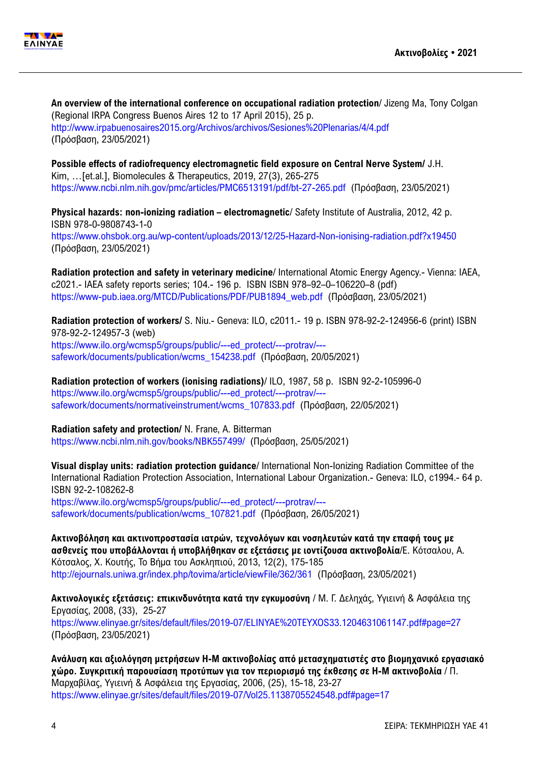**An overview of the international conference on occupational radiation protection**/ Jizeng Ma, Tony Colgan (Regional IRPA Congress Buenos Aires 12 to 17 April 2015), 25 p.
http://www.irpabuenosaires2015.org/Archivos/archivos/Sesiones%20Plenarias/4/4.pdf
(Πρόσβαση, 23/05/2021)

**Possible effects of radiofrequency electromagnetic field exposure on Central Nerve System/** J.H. Kim, …[et.al.], Biomolecules & Therapeutics, 2019, 27(3), 265-275
https://www.ncbi.nlm.nih.gov/pmc/articles/PMC6513191/pdf/bt-27-265.pdf (Πρόσβαση, 23/05/2021)

**Physical hazards: non-ionizing radiation – electromagnetic**/ Safety Institute of Australia, 2012, 42 p. ISBN 978-0-9808743-1-0
https://www.ohsbok.org.au/wp-content/uploads/2013/12/25-Hazard-Non-ionising-radiation.pdf?x19450
(Πρόσβαση, 23/05/2021)

**Radiation protection and safety in veterinary medicine**/ International Atomic Energy Agency.- Vienna: IAEA, c2021.- IAEA safety reports series; 104.- 196 p. ISBN ISBN 978–92–0–106220–8 (pdf)
https://www-pub.iaea.org/MTCD/Publications/PDF/PUB1894_web.pdf (Πρόσβαση, 23/05/2021)

**Radiation protection of workers/** S. Niu.- Geneva: ILO, c2011.- 19 p. ISBN 978-92-2-124956-6 (print) ISBN 978-92-2-124957-3 (web)
https://www.ilo.org/wcmsp5/groups/public/---ed_protect/---protrav/---safework/documents/publication/wcms_154238.pdf (Πρόσβαση, 20/05/2021)

**Radiation protection of workers (ionising radiations)**/ ILO, 1987, 58 p. ISBN 92-2-105996-0
https://www.ilo.org/wcmsp5/groups/public/---ed_protect/---protrav/---safework/documents/normativeinstrument/wcms_107833.pdf (Πρόσβαση, 22/05/2021)

**Radiation safety and protection/** N. Frane, A. Bitterman
https://www.ncbi.nlm.nih.gov/books/NBK557499/ (Πρόσβαση, 25/05/2021)

**Visual display units: radiation protection guidance**/ International Non-Ionizing Radiation Committee of the International Radiation Protection Association, International Labour Organization.- Geneva: ILO, c1994.- 64 p. ISBN 92-2-108262-8
https://www.ilo.org/wcmsp5/groups/public/---ed_protect/---protrav/---safework/documents/publication/wcms_107821.pdf (Πρόσβαση, 26/05/2021)

**Ακτινοβόληση και ακτινοπροστασία ιατρών, τεχνολόγων και νοσηλευτών κατά την επαφή τους με ασθενείς που υποβάλλονται ή υποβλήθηκαν σε εξετάσεις με ιοντίζουσα ακτινοβολία**/Ε. Κότσαλου, Α. Κότσαλος, Χ. Κουτής, Το Βήμα του Ασκληπιού, 2013, 12(2), 175-185
http://ejournals.uniwa.gr/index.php/tovima/article/viewFile/362/361 (Πρόσβαση, 23/05/2021)

**Ακτινολογικές εξετάσεις: επικινδυνότητα κατά την εγκυμοσύνη** / Μ. Γ. Δεληχάς, Υγιεινή & Ασφάλεια της Εργασίας, 2008, (33), 25-27
https://www.elinyae.gr/sites/default/files/2019-07/ELINYAE%20TEYXOS33.1204631061147.pdf#page=27
(Πρόσβαση, 23/05/2021)

**Ανάλυση και αξιολόγηση μετρήσεων Η-Μ ακτινοβολίας από μετασχηματιστές στο βιομηχανικό εργασιακό χώρο. Συγκριτική παρουσίαση προτύπων για τον περιορισμό της έκθεσης σε Η-Μ ακτινοβολία** / Π. Μαρχαβίλας, Υγιεινή & Ασφάλεια της Εργασίας, 2006, (25), 15-18, 23-27
https://www.elinyae.gr/sites/default/files/2019-07/Vol25.1138705524548.pdf#page=17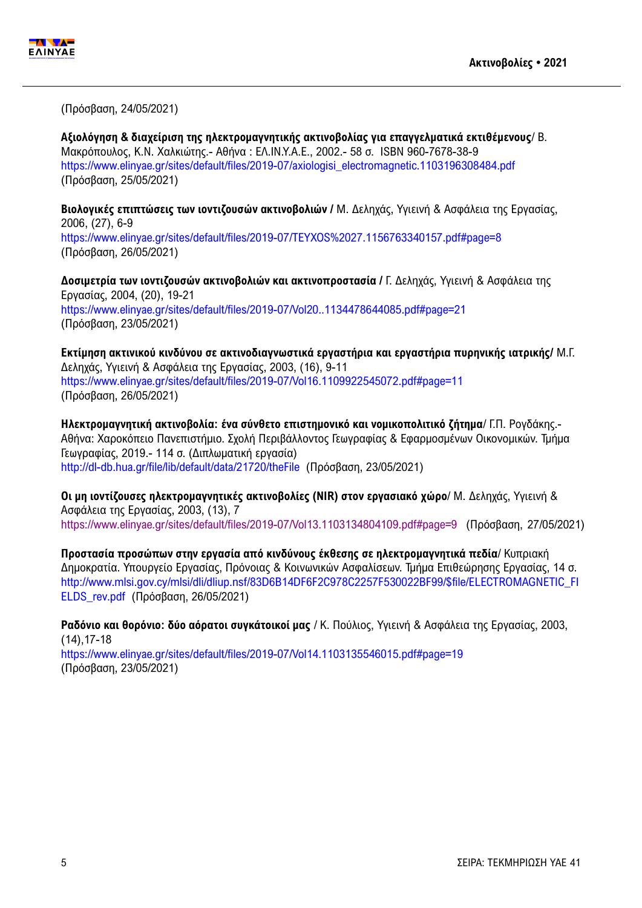(Πρόσβαση, 24/05/2021)

**Αξιολόγηση & διαχείριση της ηλεκτρομαγνητικής ακτινοβολίας για επαγγελματικά εκτιθέμενους**/ Β. Μακρόπουλος, Κ.Ν. Χαλκιώτης.- Αθήνα : ΕΛ.ΙΝ.Υ.Α.Ε., 2002.- 58 σ. ISBN 960-7678-38-9
https://www.elinyae.gr/sites/default/files/2019-07/axiologisi_electromagnetic.1103196308484.pdf
(Πρόσβαση, 25/05/2021)

**Βιολογικές επιπτώσεις των ιοντιζουσών ακτινοβολιών /** Μ. Δεληχάς, Υγιεινή & Ασφάλεια της Εργασίας, 2006, (27), 6-9
https://www.elinyae.gr/sites/default/files/2019-07/TEYXOS%2027.1156763340157.pdf#page=8
(Πρόσβαση, 26/05/2021)

**Δοσιμετρία των ιοντιζουσών ακτινοβολιών και ακτινοπροστασία /** Γ. Δεληχάς, Υγιεινή & Ασφάλεια της Εργασίας, 2004, (20), 19-21
https://www.elinyae.gr/sites/default/files/2019-07/Vol20..1134478644085.pdf#page=21
(Πρόσβαση, 23/05/2021)

**Εκτίμηση ακτινικού κινδύνου σε ακτινοδιαγνωστικά εργαστήρια και εργαστήρια πυρηνικής ιατρικής/** Μ.Γ. Δεληχάς, Υγιεινή & Ασφάλεια της Εργασίας, 2003, (16), 9-11
https://www.elinyae.gr/sites/default/files/2019-07/Vol16.1109922545072.pdf#page=11
(Πρόσβαση, 26/05/2021)

**Ηλεκτρομαγνητική ακτινοβολία: ένα σύνθετο επιστημονικό και νομικοπολιτικό ζήτημα**/ Γ.Π. Ρογδάκης.- Αθήνα: Χαροκόπειο Πανεπιστήμιο. Σχολή Περιβάλλοντος Γεωγραφίας & Εφαρμοσμένων Οικονομικών. Τμήμα Γεωγραφίας, 2019.- 114 σ. (Διπλωματική εργασία)
http://dl-db.hua.gr/file/lib/default/data/21720/theFile (Πρόσβαση, 23/05/2021)

**Οι μη ιοντίζουσες ηλεκτρομαγνητικές ακτινοβολίες (NIR) στον εργασιακό χώρο**/ Μ. Δεληχάς, Υγιεινή & Ασφάλεια της Εργασίας, 2003, (13), 7
https://www.elinyae.gr/sites/default/files/2019-07/Vol13.1103134804109.pdf#page=9 (Πρόσβαση, 27/05/2021)

**Προστασία προσώπων στην εργασία από κινδύνους έκθεσης σε ηλεκτρομαγνητικά πεδία**/ Κυπριακή Δημοκρατία. Υπουργείο Εργασίας, Πρόνοιας & Κοινωνικών Ασφαλίσεων. Τμήμα Επιθεώρησης Εργασίας, 14 σ.
http://www.mlsi.gov.cy/mlsi/dli/dliup.nsf/83D6B14DF6F2C978C2257F530022BF99/$file/ELECTROMAGNETIC_FIELDS_rev.pdf (Πρόσβαση, 26/05/2021)

**Ραδόνιο και θορόνιο: δύο αόρατοι συγκάτοικοί μας** / Κ. Πούλιος, Υγιεινή & Ασφάλεια της Εργασίας, 2003, (14),17-18
https://www.elinyae.gr/sites/default/files/2019-07/Vol14.1103135546015.pdf#page=19
(Πρόσβαση, 23/05/2021)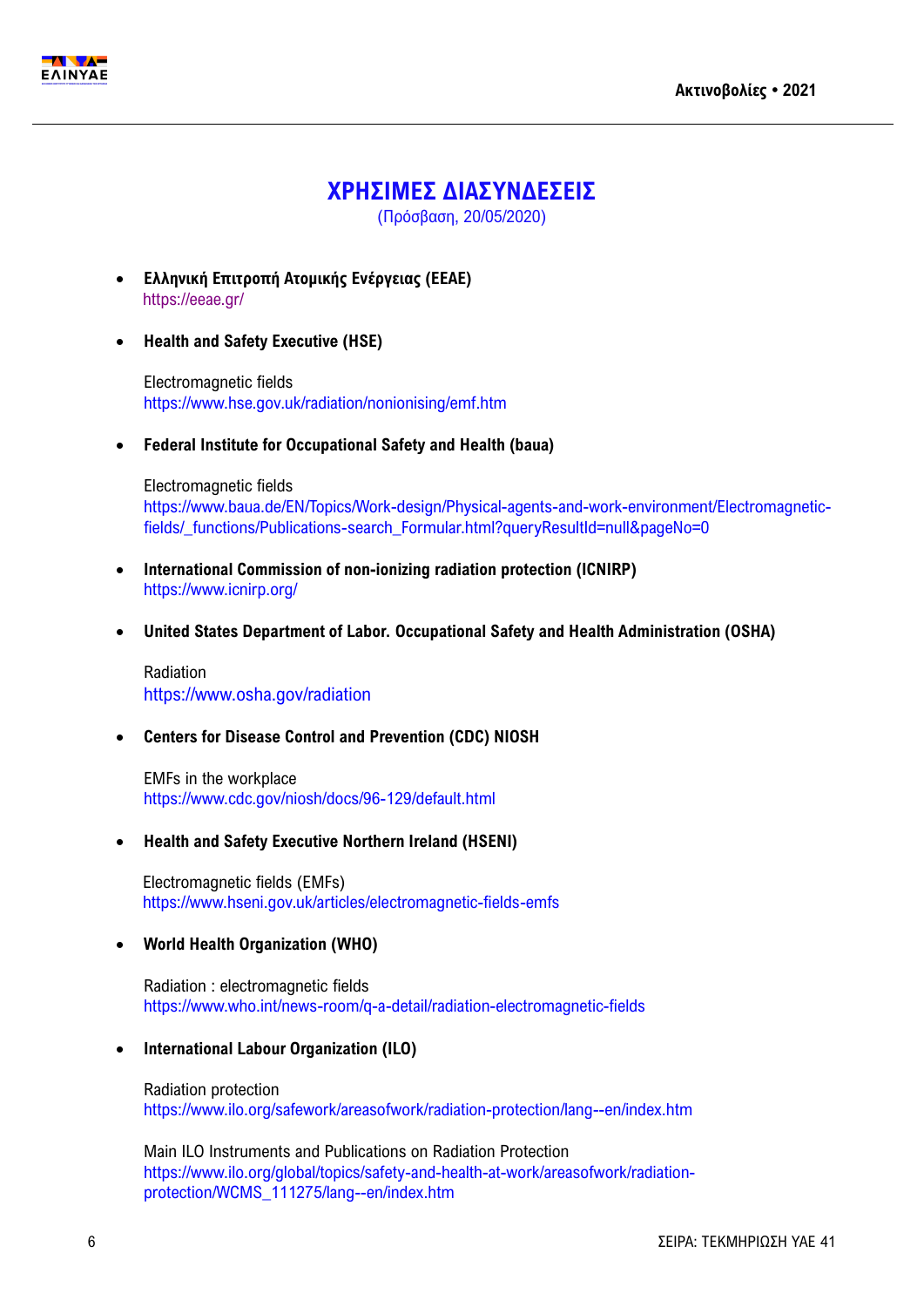# ΧΡΗΣΙΜΕΣ ΔΙΑΣΥΝΔΕΣΕΙΣ

(Πρόσβαση, 20/05/2020)

- **Ελληνική Επιτροπή Ατομικής Ενέργειας (ΕΕΑΕ)**
  https://eeae.gr/

- **Health and Safety Executive (HSE)**

  Electromagnetic fields
  https://www.hse.gov.uk/radiation/nonionising/emf.htm

- **Federal Institute for Occupational Safety and Health (baua)**

  Electromagnetic fields
  https://www.baua.de/EN/Topics/Work-design/Physical-agents-and-work-environment/Electromagnetic-fields/_functions/Publications-search_Formular.html?queryResultId=null&pageNo=0

- **International Commission of non-ionizing radiation protection (ICNIRP)**
  https://www.icnirp.org/

- **United States Department of Labor. Occupational Safety and Health Administration (OSHA)**

  Radiation
  https://www.osha.gov/radiation

- **Centers for Disease Control and Prevention (CDC) NIOSH**

  EMFs in the workplace
  https://www.cdc.gov/niosh/docs/96-129/default.html

- **Health and Safety Executive Northern Ireland (HSENI)**

  Electromagnetic fields (EMFs)
  https://www.hseni.gov.uk/articles/electromagnetic-fields-emfs

- **World Health Organization (WHO)**

  Radiation : electromagnetic fields
  https://www.who.int/news-room/q-a-detail/radiation-electromagnetic-fields

- **International Labour Organization (ILO)**

  Radiation protection
  https://www.ilo.org/safework/areasofwork/radiation-protection/lang--en/index.htm

  Main ILO Instruments and Publications on Radiation Protection
  https://www.ilo.org/global/topics/safety-and-health-at-work/areasofwork/radiation-protection/WCMS_111275/lang--en/index.htm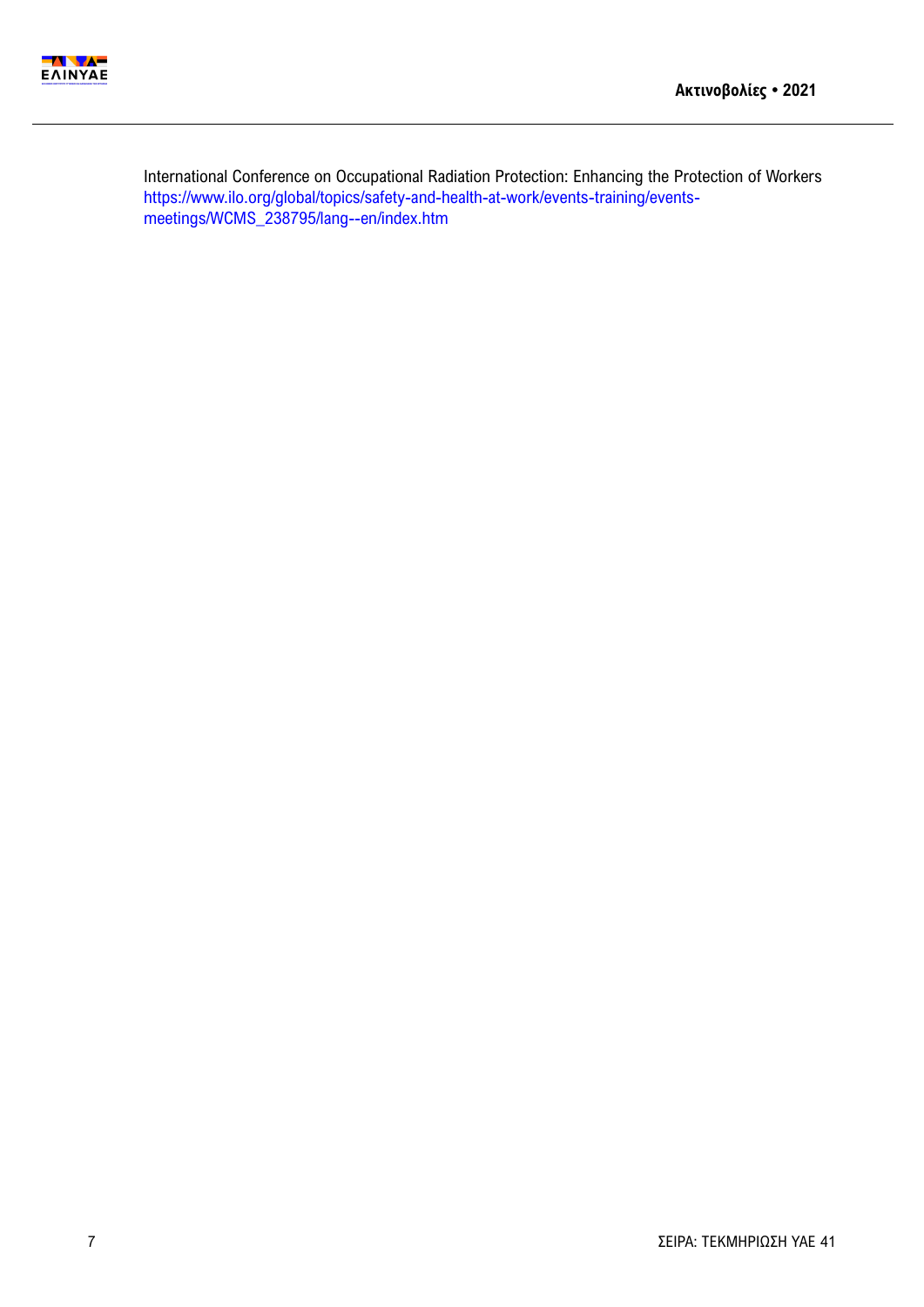International Conference on Occupational Radiation Protection: Enhancing the Protection of Workers
https://www.ilo.org/global/topics/safety-and-health-at-work/events-training/events-meetings/WCMS_238795/lang--en/index.htm